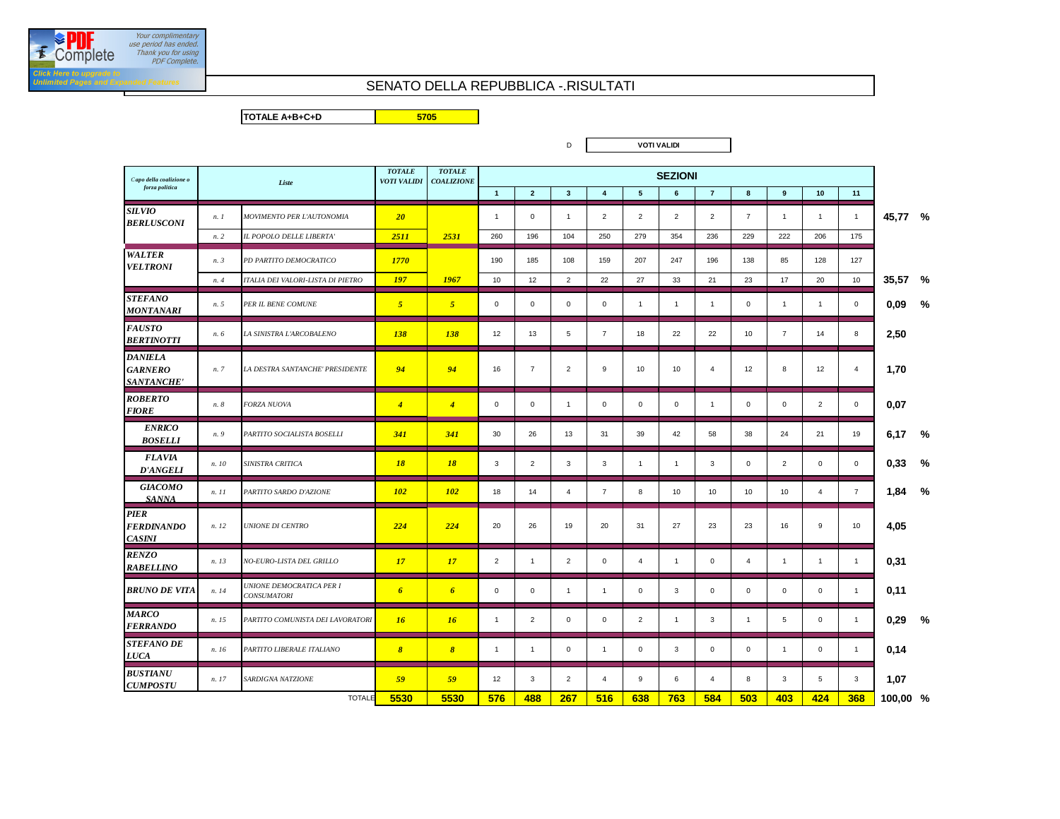# SENATO DELLA REPUBBLICA -.RISULTATI

| TOTALE A+B+C+D | 5705 |
|---|---|

D — **VOTI VALIDI**

| Capo della coalizione o forza politica | | Liste | TOTALE VOTI VALIDI | TOTALE COALIZIONE | SEZIONI 1 | 2 | 3 | 4 | 5 | 6 | 7 | 8 | 9 | 10 | 11 | |
|---|---|---|---|---|---|---|---|---|---|---|---|---|---|---|---|---|
| ***SILVIO BERLUSCONI*** | *n. 1* | *MOVIMENTO PER L'AUTONOMIA* | ***20*** | | 1 | 0 | 1 | 2 | 2 | 2 | 2 | 7 | 1 | 1 | 1 | **45,77 %** |
| | *n. 2* | *IL POPOLO DELLE LIBERTA'* | ***2511*** | ***2531*** | 260 | 196 | 104 | 250 | 279 | 354 | 236 | 229 | 222 | 206 | 175 | |
| ***WALTER VELTRONI*** | *n. 3* | *PD PARTITO DEMOCRATICO* | ***1770*** | | 190 | 185 | 108 | 159 | 207 | 247 | 196 | 138 | 85 | 128 | 127 | |
| | *n. 4* | *ITALIA DEI VALORI-LISTA DI PIETRO* | ***197*** | ***1967*** | 10 | 12 | 2 | 22 | 27 | 33 | 21 | 23 | 17 | 20 | 10 | **35,57 %** |
| ***STEFANO MONTANARI*** | *n. 5* | *PER IL BENE COMUNE* | ***5*** | ***5*** | 0 | 0 | 0 | 0 | 1 | 1 | 1 | 0 | 1 | 1 | 0 | **0,09 %** |
| ***FAUSTO BERTINOTTI*** | *n. 6* | *LA SINISTRA L'ARCOBALENO* | ***138*** | ***138*** | 12 | 13 | 5 | 7 | 18 | 22 | 22 | 10 | 7 | 14 | 8 | **2,50** |
| ***DANIELA GARNERO SANTANCHE'*** | *n. 7* | *LA DESTRA SANTANCHE' PRESIDENTE* | ***94*** | ***94*** | 16 | 7 | 2 | 9 | 10 | 10 | 4 | 12 | 8 | 12 | 4 | **1,70** |
| ***ROBERTO FIORE*** | *n. 8* | *FORZA NUOVA* | ***4*** | ***4*** | 0 | 0 | 1 | 0 | 0 | 0 | 1 | 0 | 0 | 2 | 0 | **0,07** |
| ***ENRICO BOSELLI*** | *n. 9* | *PARTITO SOCIALISTA BOSELLI* | ***341*** | ***341*** | 30 | 26 | 13 | 31 | 39 | 42 | 58 | 38 | 24 | 21 | 19 | **6,17 %** |
| ***FLAVIA D'ANGELI*** | *n. 10* | *SINISTRA CRITICA* | ***18*** | ***18*** | 3 | 2 | 3 | 3 | 1 | 1 | 3 | 0 | 2 | 0 | 0 | **0,33 %** |
| ***GIACOMO SANNA*** | *n. 11* | *PARTITO SARDO D'AZIONE* | ***102*** | ***102*** | 18 | 14 | 4 | 7 | 8 | 10 | 10 | 10 | 10 | 4 | 7 | **1,84 %** |
| ***PIER FERDINANDO CASINI*** | *n. 12* | *UNIONE DI CENTRO* | ***224*** | ***224*** | 20 | 26 | 19 | 20 | 31 | 27 | 23 | 23 | 16 | 9 | 10 | **4,05** |
| ***RENZO RABELLINO*** | *n. 13* | *NO-EURO-LISTA DEL GRILLO* | ***17*** | ***17*** | 2 | 1 | 2 | 0 | 4 | 1 | 0 | 4 | 1 | 1 | 1 | **0,31** |
| ***BRUNO DE VITA*** | *n. 14* | *UNIONE DEMOCRATICA PER I CONSUMATORI* | ***6*** | ***6*** | 0 | 0 | 1 | 1 | 0 | 3 | 0 | 0 | 0 | 0 | 1 | **0,11** |
| ***MARCO FERRANDO*** | *n. 15* | *PARTITO COMUNISTA DEI LAVORATORI* | ***16*** | ***16*** | 1 | 2 | 0 | 0 | 2 | 1 | 3 | 1 | 5 | 0 | 1 | **0,29 %** |
| ***STEFANO DE LUCA*** | *n. 16* | *PARTITO LIBERALE ITALIANO* | ***8*** | ***8*** | 1 | 1 | 0 | 1 | 0 | 3 | 0 | 0 | 1 | 0 | 1 | **0,14** |
| ***BUSTIANU CUMPOSTU*** | *n. 17* | *SARDIGNA NATZIONE* | ***59*** | ***59*** | 12 | 3 | 2 | 4 | 9 | 6 | 4 | 8 | 3 | 5 | 3 | **1,07** |
| | | TOTALE | **5530** | **5530** | **576** | **488** | **267** | **516** | **638** | **763** | **584** | **503** | **403** | **424** | **368** | **100,00 %** |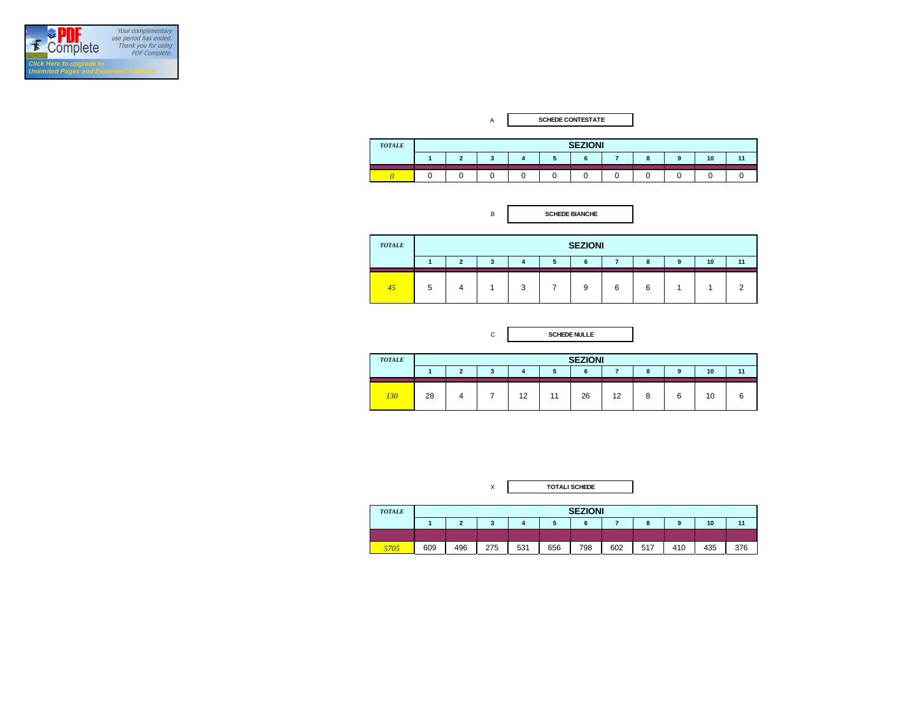A **SCHEDE CONTESTATE**

| *TOTALE* | SEZIONI | | | | | | | | | | |
|---|---|---|---|---|---|---|---|---|---|---|---|
| | 1 | 2 | 3 | 4 | 5 | 6 | 7 | 8 | 9 | 10 | 11 |
| *0* | 0 | 0 | 0 | 0 | 0 | 0 | 0 | 0 | 0 | 0 | 0 |

B **SCHEDE BIANCHE**

| *TOTALE* | SEZIONI | | | | | | | | | | |
|---|---|---|---|---|---|---|---|---|---|---|---|
| | 1 | 2 | 3 | 4 | 5 | 6 | 7 | 8 | 9 | 10 | 11 |
| *45* | 5 | 4 | 1 | 3 | 7 | 9 | 6 | 6 | 1 | 1 | 2 |

C **SCHEDE NULLE**

| *TOTALE* | SEZIONI | | | | | | | | | | |
|---|---|---|---|---|---|---|---|---|---|---|---|
| | 1 | 2 | 3 | 4 | 5 | 6 | 7 | 8 | 9 | 10 | 11 |
| *130* | 28 | 4 | 7 | 12 | 11 | 26 | 12 | 8 | 6 | 10 | 6 |

X **TOTALI SCHEDE**

| *TOTALE* | SEZIONI | | | | | | | | | | |
|---|---|---|---|---|---|---|---|---|---|---|---|
| | 1 | 2 | 3 | 4 | 5 | 6 | 7 | 8 | 9 | 10 | 11 |
| *5705* | 609 | 496 | 275 | 531 | 656 | 798 | 602 | 517 | 410 | 435 | 376 |